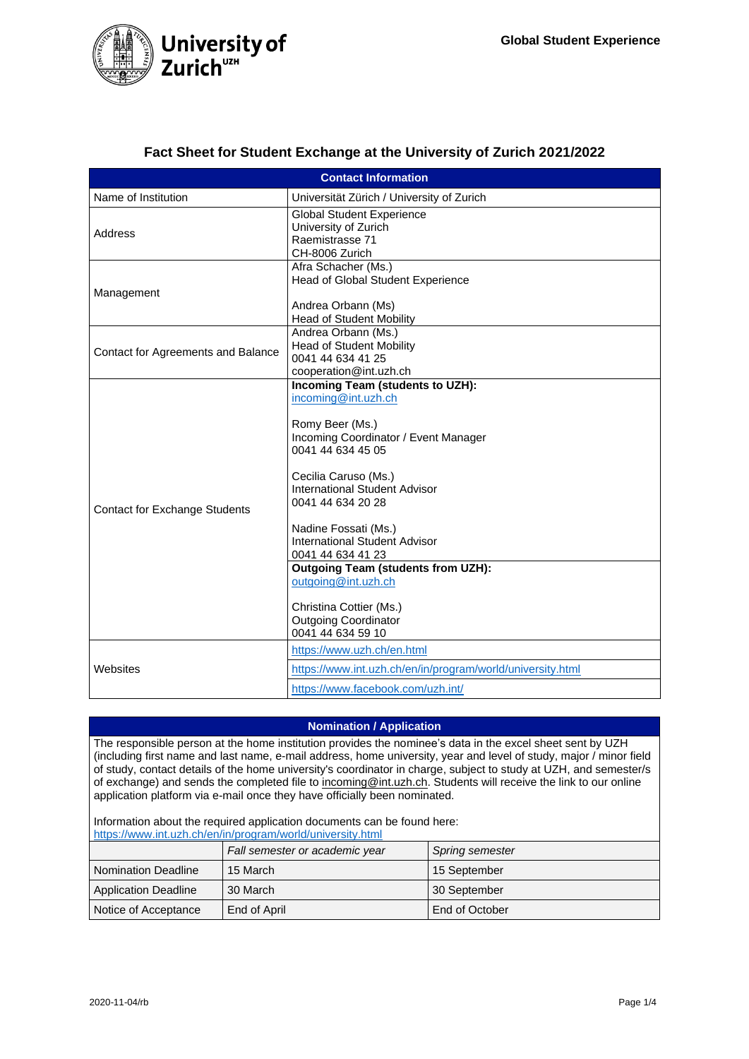# Fact Sheet for Student Exchange at the University of Zurich 2021/2022

| Contact Information | |
|---|---|
| Name of Institution | Universität Zürich / University of Zurich |
| Address | Global Student Experience<br>University of Zurich<br>Raemistrasse 71<br>CH-8006 Zurich |
| Management | Afra Schacher (Ms.)<br>Head of Global Student Experience<br><br>Andrea Orbann (Ms)<br>Head of Student Mobility |
| Contact for Agreements and Balance | Andrea Orbann (Ms.)<br>Head of Student Mobility<br>0041 44 634 41 25<br>cooperation@int.uzh.ch |
| Contact for Exchange Students | **Incoming Team (students to UZH):**<br>incoming@int.uzh.ch<br><br>Romy Beer (Ms.)<br>Incoming Coordinator / Event Manager<br>0041 44 634 45 05<br><br>Cecilia Caruso (Ms.)<br>International Student Advisor<br>0041 44 634 20 28<br><br>Nadine Fossati (Ms.)<br>International Student Advisor<br>0041 44 634 41 23 |
| | **Outgoing Team (students from UZH):**<br>outgoing@int.uzh.ch<br><br>Christina Cottier (Ms.)<br>Outgoing Coordinator<br>0041 44 634 59 10 |
| Websites | https://www.uzh.ch/en.html |
| | https://www.int.uzh.ch/en/in/program/world/university.html |
| | https://www.facebook.com/uzh.int/ |

## Nomination / Application

The responsible person at the home institution provides the nominee's data in the excel sheet sent by UZH (including first name and last name, e-mail address, home university, year and level of study, major / minor field of study, contact details of the home university's coordinator in charge, subject to study at UZH, and semester/s of exchange) and sends the completed file to incoming@int.uzh.ch. Students will receive the link to our online application platform via e-mail once they have officially been nominated.

Information about the required application documents can be found here:
https://www.int.uzh.ch/en/in/program/world/university.html

| | *Fall semester or academic year* | *Spring semester* |
|---|---|---|
| Nomination Deadline | 15 March | 15 September |
| Application Deadline | 30 March | 30 September |
| Notice of Acceptance | End of April | End of October |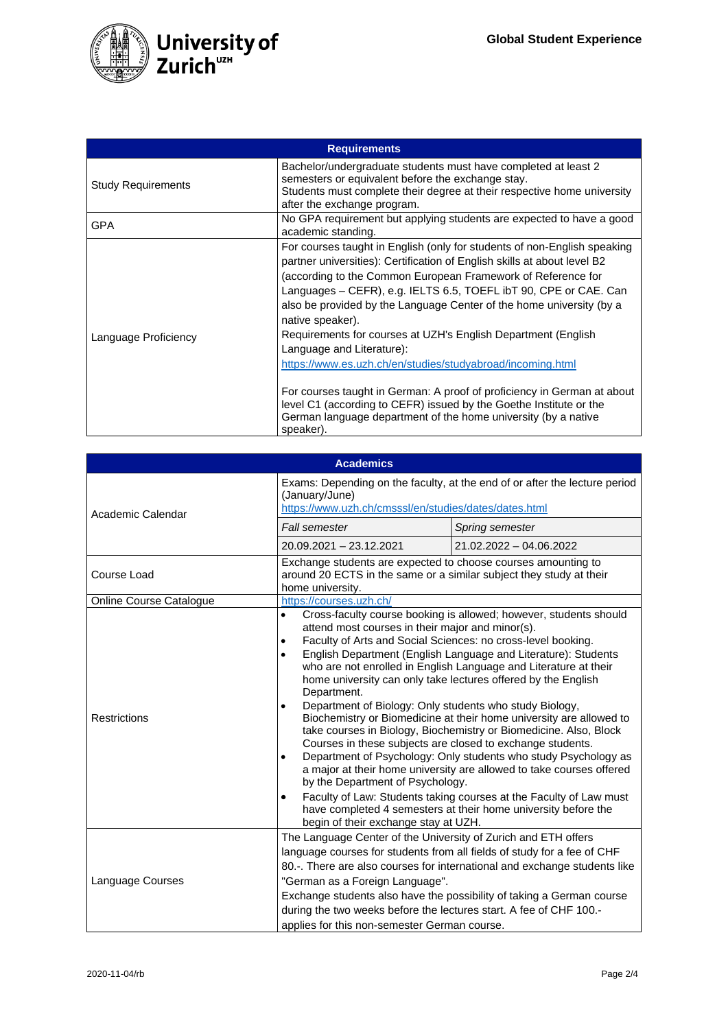| Requirements | |
|---|---|
| Study Requirements | Bachelor/undergraduate students must have completed at least 2 semesters or equivalent before the exchange stay.<br>Students must complete their degree at their respective home university after the exchange program. |
| GPA | No GPA requirement but applying students are expected to have a good academic standing. |
| Language Proficiency | For courses taught in English (only for students of non-English speaking partner universities): Certification of English skills at about level B2 (according to the Common European Framework of Reference for Languages – CEFR), e.g. IELTS 6.5, TOEFL ibT 90, CPE or CAE. Can also be provided by the Language Center of the home university (by a native speaker).<br>Requirements for courses at UZH's English Department (English Language and Literature):<br>https://www.es.uzh.ch/en/studies/studyabroad/incoming.html<br><br>For courses taught in German: A proof of proficiency in German at about level C1 (according to CEFR) issued by the Goethe Institute or the German language department of the home university (by a native speaker). |

| Academics | | |
|---|---|---|
| Academic Calendar | Exams: Depending on the faculty, at the end of or after the lecture period (January/June)<br>https://www.uzh.ch/cmsssl/en/studies/dates/dates.html | |
| | *Fall semester* | *Spring semester* |
| | 20.09.2021 – 23.12.2021 | 21.02.2022 – 04.06.2022 |
| Course Load | Exchange students are expected to choose courses amounting to around 20 ECTS in the same or a similar subject they study at their home university. | |
| Online Course Catalogue | https://courses.uzh.ch/ | |
| Restrictions | • Cross-faculty course booking is allowed; however, students should attend most courses in their major and minor(s).<br>• Faculty of Arts and Social Sciences: no cross-level booking.<br>• English Department (English Language and Literature): Students who are not enrolled in English Language and Literature at their home university can only take lectures offered by the English Department.<br>• Department of Biology: Only students who study Biology, Biochemistry or Biomedicine at their home university are allowed to take courses in Biology, Biochemistry or Biomedicine. Also, Block Courses in these subjects are closed to exchange students.<br>• Department of Psychology: Only students who study Psychology as a major at their home university are allowed to take courses offered by the Department of Psychology.<br>• Faculty of Law: Students taking courses at the Faculty of Law must have completed 4 semesters at their home university before the begin of their exchange stay at UZH. | |
| Language Courses | The Language Center of the University of Zurich and ETH offers language courses for students from all fields of study for a fee of CHF 80.-. There are also courses for international and exchange students like "German as a Foreign Language".<br>Exchange students also have the possibility of taking a German course during the two weeks before the lectures start. A fee of CHF 100.- applies for this non-semester German course. | |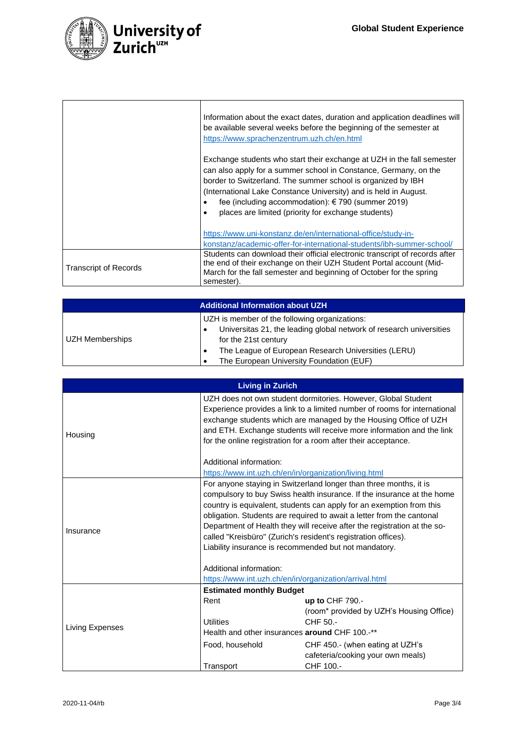| | |
|---|---|
| | Information about the exact dates, duration and application deadlines will be available several weeks before the beginning of the semester at https://www.sprachenzentrum.uzh.ch/en.html<br><br>Exchange students who start their exchange at UZH in the fall semester can also apply for a summer school in Constance, Germany, on the border to Switzerland. The summer school is organized by IBH (International Lake Constance University) and is held in August.<br>• fee (including accommodation): € 790 (summer 2019)<br>• places are limited (priority for exchange students)<br><br>https://www.uni-konstanz.de/en/international-office/study-in-konstanz/academic-offer-for-international-students/ibh-summer-school/ |
| Transcript of Records | Students can download their official electronic transcript of records after the end of their exchange on their UZH Student Portal account (Mid-March for the fall semester and beginning of October for the spring semester). |

| **Additional Information about UZH** | |
|---|---|
| UZH Memberships | UZH is member of the following organizations:<br>• Universitas 21, the leading global network of research universities for the 21st century<br>• The League of European Research Universities (LERU)<br>• The European University Foundation (EUF) |

| **Living in Zurich** | |
|---|---|
| Housing | UZH does not own student dormitories. However, Global Student Experience provides a link to a limited number of rooms for international exchange students which are managed by the Housing Office of UZH and ETH. Exchange students will receive more information and the link for the online registration for a room after their acceptance.<br><br>Additional information:<br>https://www.int.uzh.ch/en/in/organization/living.html |
| Insurance | For anyone staying in Switzerland longer than three months, it is compulsory to buy Swiss health insurance. If the insurance at the home country is equivalent, students can apply for an exemption from this obligation. Students are required to await a letter from the cantonal Department of Health they will receive after the registration at the so-called "Kreisbüro" (Zurich's resident's registration offices).<br>Liability insurance is recommended but not mandatory.<br><br>Additional information:<br>https://www.int.uzh.ch/en/in/organization/arrival.html |
| Living Expenses | **Estimated monthly Budget**<br>Rent: **up to** CHF 790.- (room* provided by UZH's Housing Office)<br>Utilities: CHF 50.-<br>Health and other insurances **around** CHF 100.-**<br>Food, household: CHF 450.- (when eating at UZH's cafeteria/cooking your own meals)<br>Transport: CHF 100.- |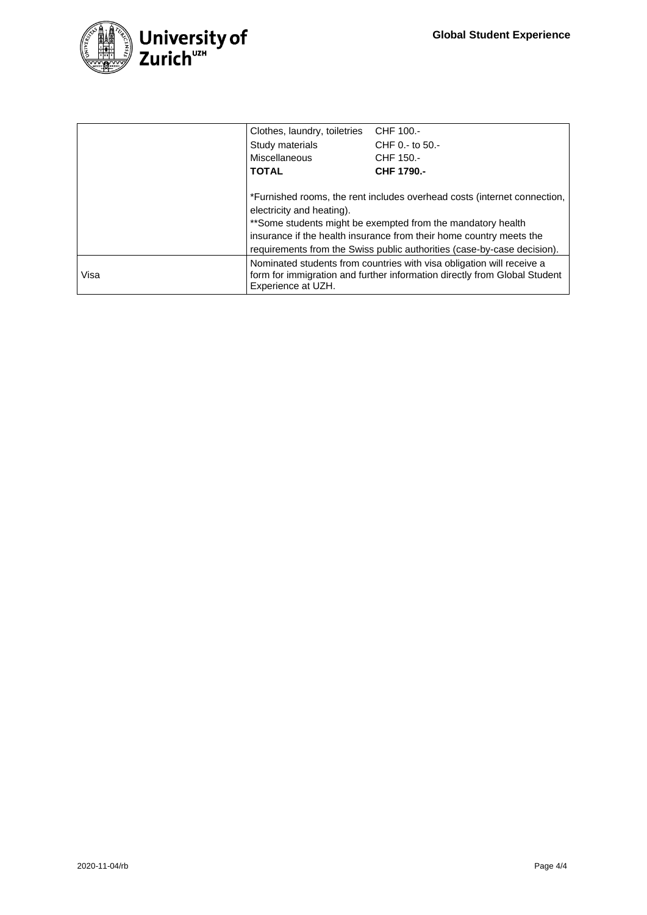| | |
|---|---|
| | Clothes, laundry, toiletries CHF 100.-<br>Study materials CHF 0.- to 50.-<br>Miscellaneous CHF 150.-<br>**TOTAL** **CHF 1790.-**<br><br>*Furnished rooms, the rent includes overhead costs (internet connection, electricity and heating).<br>**Some students might be exempted from the mandatory health insurance if the health insurance from their home country meets the requirements from the Swiss public authorities (case-by-case decision). |
| Visa | Nominated students from countries with visa obligation will receive a form for immigration and further information directly from Global Student Experience at UZH. |